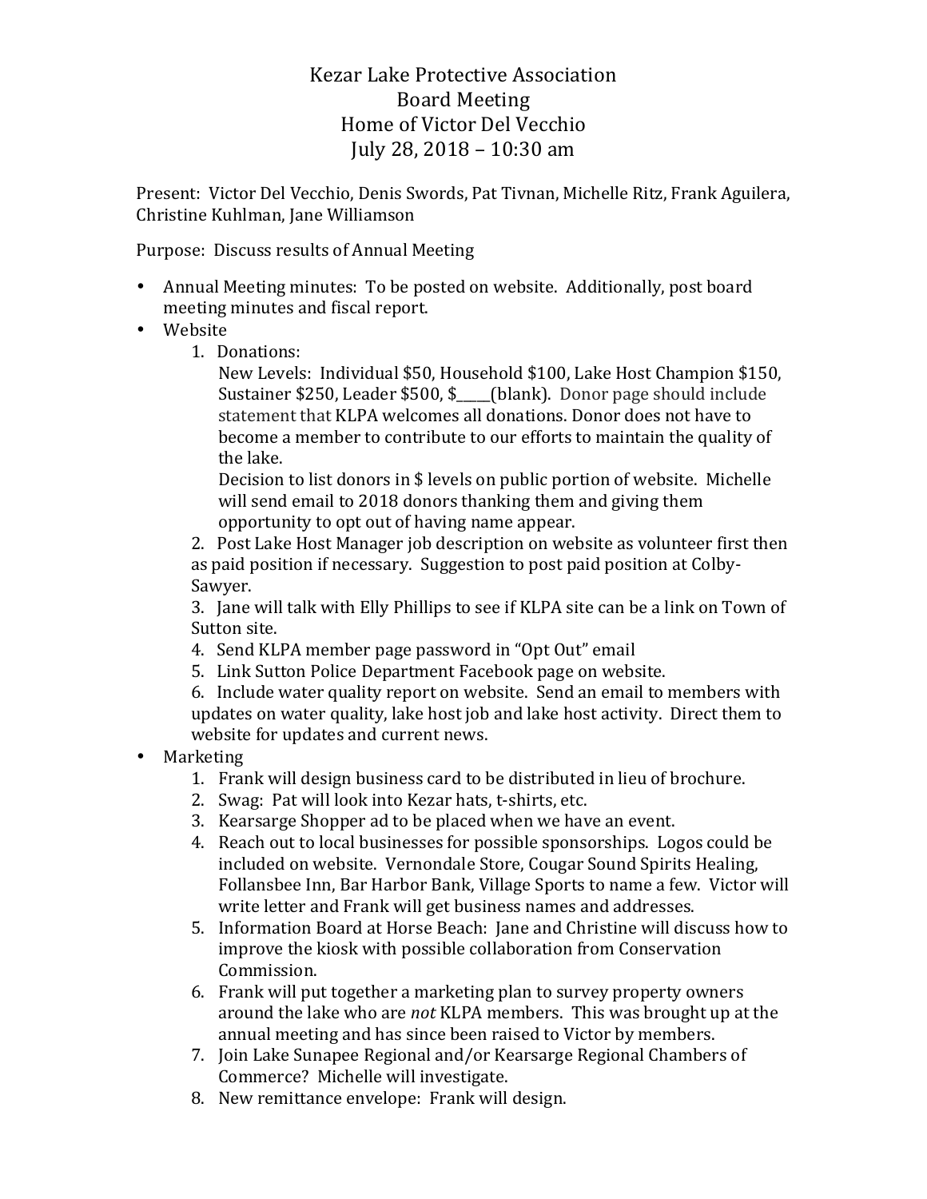# Kezar Lake Protective Association
## Board Meeting
## Home of Victor Del Vecchio
## July 28, 2018 – 10:30 am

Present: Victor Del Vecchio, Denis Swords, Pat Tivnan, Michelle Ritz, Frank Aguilera, Christine Kuhlman, Jane Williamson

Purpose: Discuss results of Annual Meeting

- Annual Meeting minutes: To be posted on website. Additionally, post board meeting minutes and fiscal report.
- Website
  1. Donations:
     New Levels: Individual $50, Household $100, Lake Host Champion $150, Sustainer $250, Leader $500, $_____(blank). Donor page should include statement that KLPA welcomes all donations. Donor does not have to become a member to contribute to our efforts to maintain the quality of the lake.
     Decision to list donors in $ levels on public portion of website. Michelle will send email to 2018 donors thanking them and giving them opportunity to opt out of having name appear.
  2. Post Lake Host Manager job description on website as volunteer first then as paid position if necessary. Suggestion to post paid position at Colby-Sawyer.
  3. Jane will talk with Elly Phillips to see if KLPA site can be a link on Town of Sutton site.
  4. Send KLPA member page password in "Opt Out" email
  5. Link Sutton Police Department Facebook page on website.
  6. Include water quality report on website. Send an email to members with updates on water quality, lake host job and lake host activity. Direct them to website for updates and current news.
- Marketing
  1. Frank will design business card to be distributed in lieu of brochure.
  2. Swag: Pat will look into Kezar hats, t-shirts, etc.
  3. Kearsarge Shopper ad to be placed when we have an event.
  4. Reach out to local businesses for possible sponsorships. Logos could be included on website. Vernondale Store, Cougar Sound Spirits Healing, Follansbee Inn, Bar Harbor Bank, Village Sports to name a few. Victor will write letter and Frank will get business names and addresses.
  5. Information Board at Horse Beach: Jane and Christine will discuss how to improve the kiosk with possible collaboration from Conservation Commission.
  6. Frank will put together a marketing plan to survey property owners around the lake who are *not* KLPA members. This was brought up at the annual meeting and has since been raised to Victor by members.
  7. Join Lake Sunapee Regional and/or Kearsarge Regional Chambers of Commerce? Michelle will investigate.
  8. New remittance envelope: Frank will design.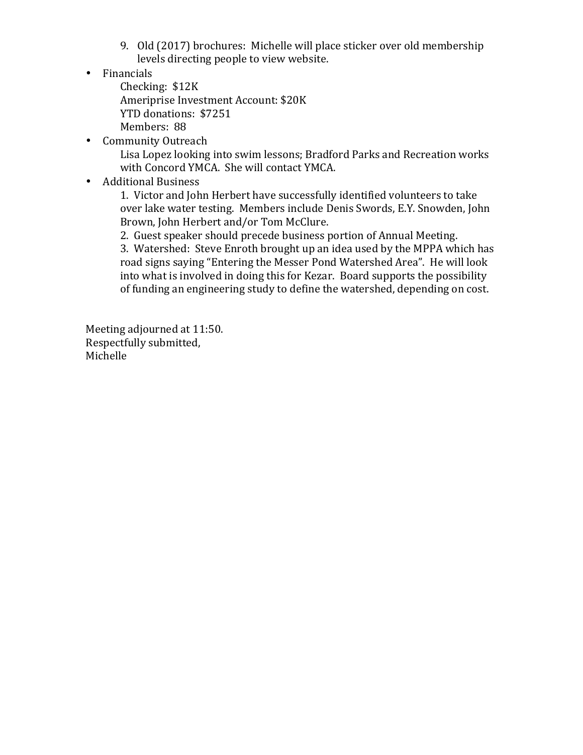9. Old (2017) brochures: Michelle will place sticker over old membership levels directing people to view website.

- Financials
  Checking: $12K
  Ameriprise Investment Account: $20K
  YTD donations: $7251
  Members: 88
- Community Outreach
  Lisa Lopez looking into swim lessons; Bradford Parks and Recreation works with Concord YMCA. She will contact YMCA.
- Additional Business
  1. Victor and John Herbert have successfully identified volunteers to take over lake water testing. Members include Denis Swords, E.Y. Snowden, John Brown, John Herbert and/or Tom McClure.
  2. Guest speaker should precede business portion of Annual Meeting.
  3. Watershed: Steve Enroth brought up an idea used by the MPPA which has road signs saying "Entering the Messer Pond Watershed Area". He will look into what is involved in doing this for Kezar. Board supports the possibility of funding an engineering study to define the watershed, depending on cost.

Meeting adjourned at 11:50.
Respectfully submitted,
Michelle